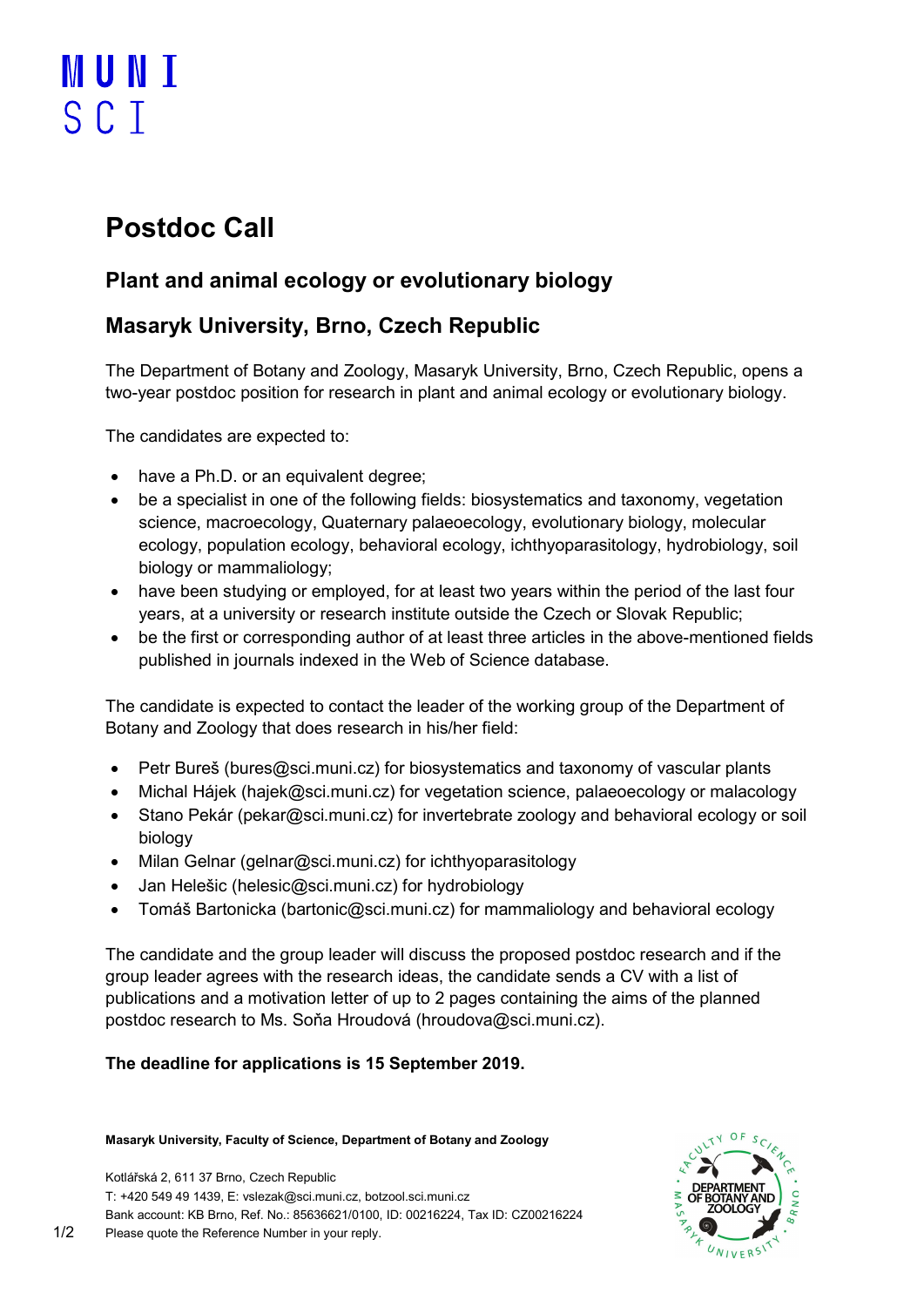# Postdoc Call

## Plant and animal ecology or evolutionary biology

## Masaryk University, Brno, Czech Republic

The Department of Botany and Zoology, Masaryk University, Brno, Czech Republic, opens a two-year postdoc position for research in plant and animal ecology or evolutionary biology.

The candidates are expected to:

- have a Ph.D. or an equivalent degree;
- be a specialist in one of the following fields: biosystematics and taxonomy, vegetation science, macroecology, Quaternary palaeoecology, evolutionary biology, molecular ecology, population ecology, behavioral ecology, ichthyoparasitology, hydrobiology, soil biology or mammaliology;
- have been studying or employed, for at least two years within the period of the last four years, at a university or research institute outside the Czech or Slovak Republic;
- be the first or corresponding author of at least three articles in the above-mentioned fields published in journals indexed in the Web of Science database.

The candidate is expected to contact the leader of the working group of the Department of Botany and Zoology that does research in his/her field:

- Petr Bureš (bures@sci.muni.cz) for biosystematics and taxonomy of vascular plants
- Michal Hájek (hajek@sci.muni.cz) for vegetation science, palaeoecology or malacology
- Stano Pekár (pekar@sci.muni.cz) for invertebrate zoology and behavioral ecology or soil biology
- Milan Gelnar (gelnar@sci.muni.cz) for ichthyoparasitology
- Jan Helešic (helesic@sci.muni.cz) for hydrobiology
- Tomáš Bartonicka (bartonic@sci.muni.cz) for mammaliology and behavioral ecology

The candidate and the group leader will discuss the proposed postdoc research and if the group leader agrees with the research ideas, the candidate sends a CV with a list of publications and a motivation letter of up to 2 pages containing the aims of the planned postdoc research to Ms. Soňa Hroudová (hroudova@sci.muni.cz).

**The deadline for applications is 15 September 2019.**

**Masaryk University, Faculty of Science, Department of Botany and Zoology**

Kotlářská 2, 611 37 Brno, Czech Republic
T: +420 549 49 1439, E: vslezak@sci.muni.cz, botzool.sci.muni.cz
Bank account: KB Brno, Ref. No.: 85636621/0100, ID: 00216224, Tax ID: CZ00216224
Please quote the Reference Number in your reply.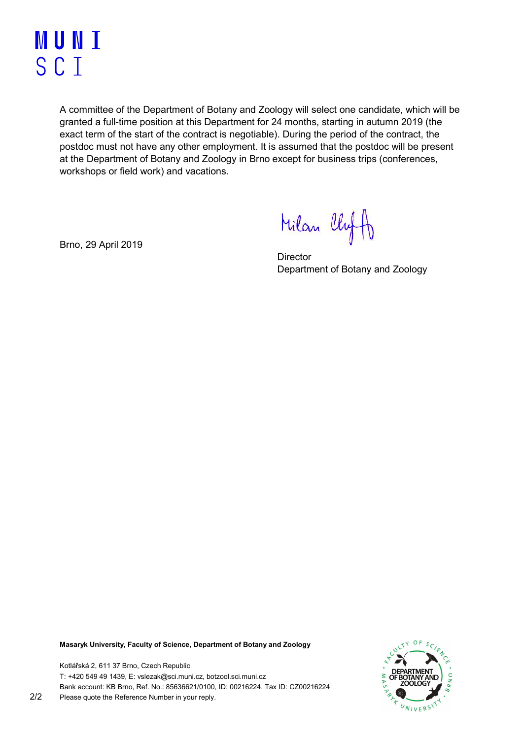A committee of the Department of Botany and Zoology will select one candidate, which will be granted a full-time position at this Department for 24 months, starting in autumn 2019 (the exact term of the start of the contract is negotiable). During the period of the contract, the postdoc must not have any other employment. It is assumed that the postdoc will be present at the Department of Botany and Zoology in Brno except for business trips (conferences, workshops or field work) and vacations.

Brno, 29 April 2019

Milan Chytrý

Director
Department of Botany and Zoology

**Masaryk University, Faculty of Science, Department of Botany and Zoology**

Kotlářská 2, 611 37 Brno, Czech Republic
T: +420 549 49 1439, E: vslezak@sci.muni.cz, botzool.sci.muni.cz
Bank account: KB Brno, Ref. No.: 85636621/0100, ID: 00216224, Tax ID: CZ00216224
Please quote the Reference Number in your reply.